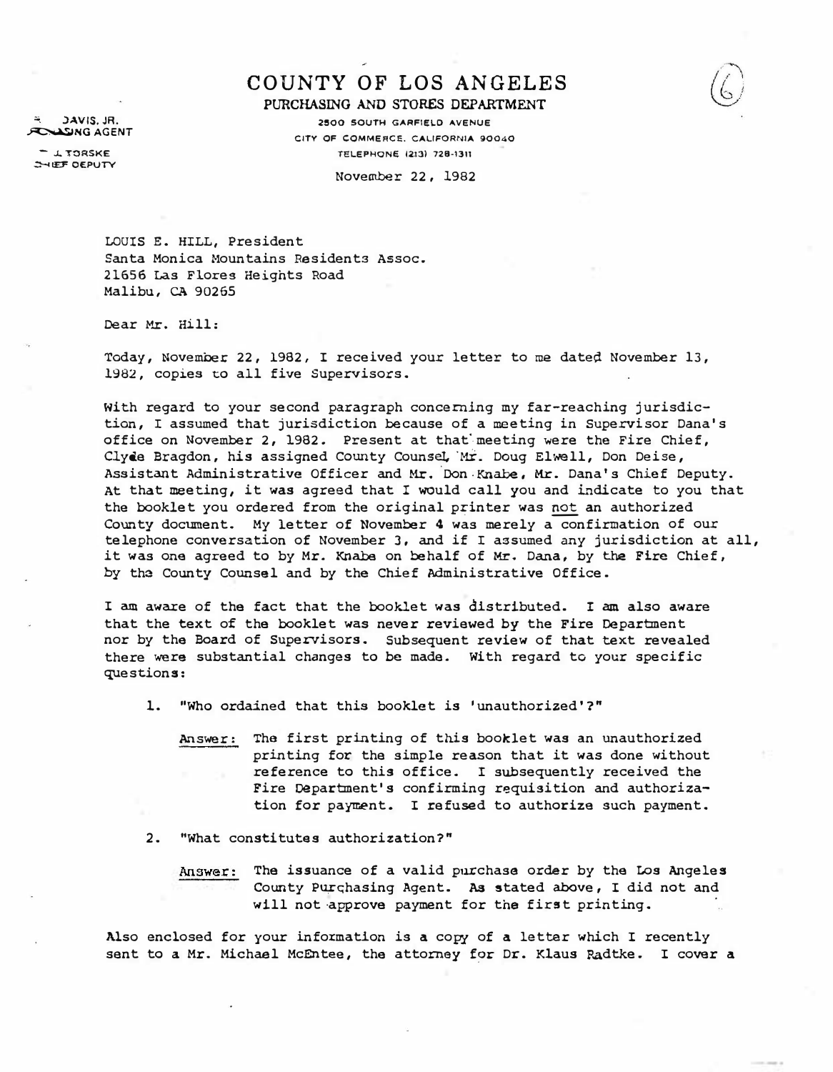# COUNTY OF LOS ANGELES

**PURCHASING AND STORES DEPARTMENT**

2500 SOUTH GARFIELD AVENUE
CITY OF COMMERCE, CALIFORNIA 90040
TELEPHONE (213) 728-1311

DAVIS, JR.
PURCHASING AGENT

L. TORSKE
CHIEF DEPUTY

(6)

November 22, 1982

LOUIS E. HILL, President
Santa Monica Mountains Residents Assoc.
21656 Las Flores Heights Road
Malibu, CA 90265

Dear Mr. Hill:

Today, November 22, 1982, I received your letter to me dated November 13, 1982, copies to all five Supervisors.

With regard to your second paragraph concerning my far-reaching jurisdiction, I assumed that jurisdiction because of a meeting in Supervisor Dana's office on November 2, 1982. Present at that meeting were the Fire Chief, Clyde Bragdon, his assigned County Counsel, Mr. Doug Elwell, Don Deise, Assistant Administrative Officer and Mr. Don Knabe, Mr. Dana's Chief Deputy. At that meeting, it was agreed that I would call you and indicate to you that the booklet you ordered from the original printer was not an authorized County document. My letter of November 4 was merely a confirmation of our telephone conversation of November 3, and if I assumed any jurisdiction at all, it was one agreed to by Mr. Knabe on behalf of Mr. Dana, by the Fire Chief, by the County Counsel and by the Chief Administrative Office.

I am aware of the fact that the booklet was distributed. I am also aware that the text of the booklet was never reviewed by the Fire Department nor by the Board of Supervisors. Subsequent review of that text revealed there were substantial changes to be made. With regard to your specific questions:

1. "Who ordained that this booklet is 'unauthorized'?"

   Answer: The first printing of this booklet was an unauthorized printing for the simple reason that it was done without reference to this office. I subsequently received the Fire Department's confirming requisition and authorization for payment. I refused to authorize such payment.

2. "What constitutes authorization?"

   Answer: The issuance of a valid purchase order by the Los Angeles County Purchasing Agent. As stated above, I did not and will not approve payment for the first printing.

Also enclosed for your information is a copy of a letter which I recently sent to a Mr. Michael McEntee, the attorney for Dr. Klaus Radtke. I cover a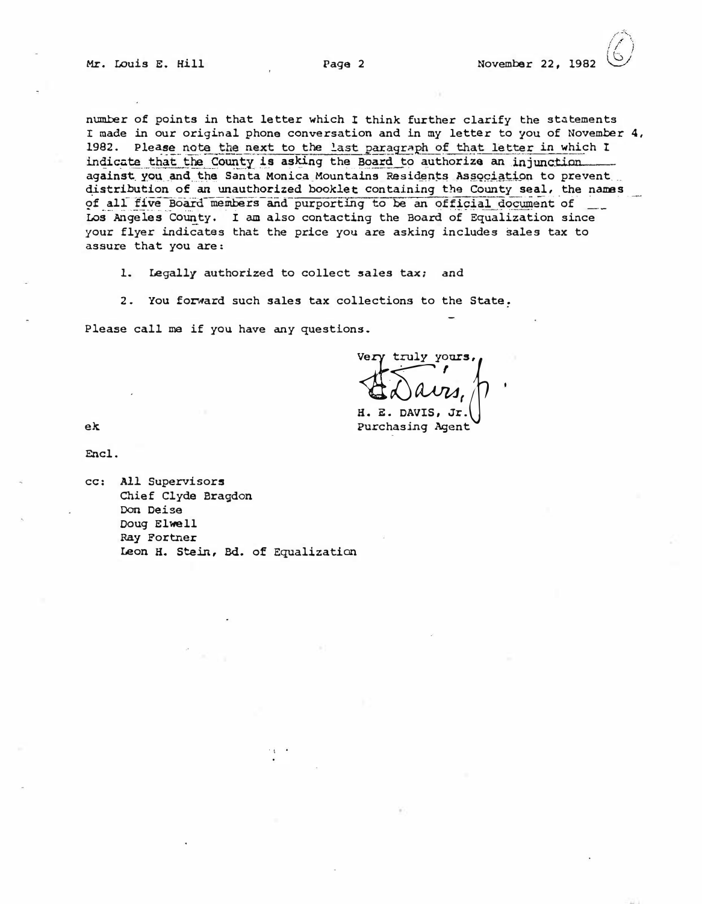number of points in that letter which I think further clarify the statements I made in our original phone conversation and in my letter to you of November 4, 1982. Please note the next to the last paragraph of that letter in which I indicate that the County is asking the Board to authorize an injunction against you and the Santa Monica Mountains Residents Association to prevent distribution of an unauthorized booklet containing the County seal, the names of all five Board members and purporting to be an official document of Los Angeles County. I am also contacting the Board of Equalization since your flyer indicates that the price you are asking includes sales tax to assure that you are:

1. Legally authorized to collect sales tax; and

2. You forward such sales tax collections to the State.

Please call me if you have any questions.

Very truly yours,

H. E. DAVIS, Jr.
Purchasing Agent

ek

Encl.

cc: All Supervisors
Chief Clyde Bragdon
Don Deise
Doug Elwell
Ray Fortner
Leon H. Stein, Bd. of Equalization